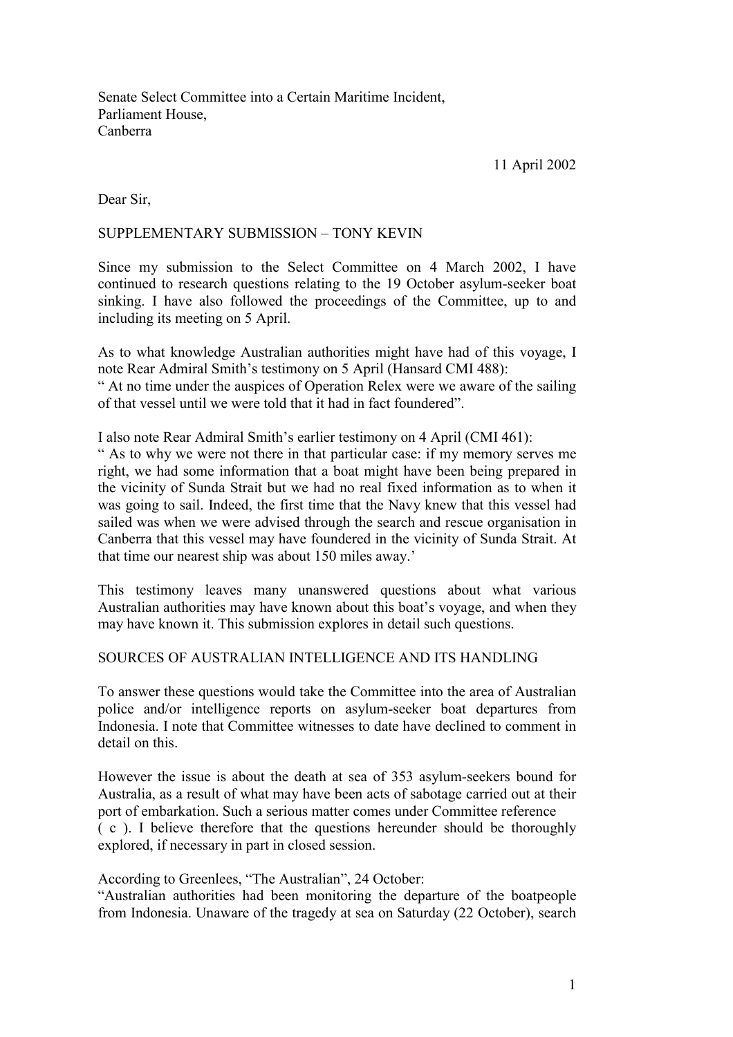Senate Select Committee into a Certain Maritime Incident,
Parliament House,
Canberra

11 April 2002

Dear Sir,

SUPPLEMENTARY SUBMISSION – TONY KEVIN

Since my submission to the Select Committee on 4 March 2002, I have continued to research questions relating to the 19 October asylum-seeker boat sinking. I have also followed the proceedings of the Committee, up to and including its meeting on 5 April.

As to what knowledge Australian authorities might have had of this voyage, I note Rear Admiral Smith's testimony on 5 April (Hansard CMI 488):
" At no time under the auspices of Operation Relex were we aware of the sailing of that vessel until we were told that it had in fact foundered".

I also note Rear Admiral Smith's earlier testimony on 4 April (CMI 461):
" As to why we were not there in that particular case: if my memory serves me right, we had some information that a boat might have been being prepared in the vicinity of Sunda Strait but we had no real fixed information as to when it was going to sail. Indeed, the first time that the Navy knew that this vessel had sailed was when we were advised through the search and rescue organisation in Canberra that this vessel may have foundered in the vicinity of Sunda Strait. At that time our nearest ship was about 150 miles away.'

This testimony leaves many unanswered questions about what various Australian authorities may have known about this boat's voyage, and when they may have known it. This submission explores in detail such questions.

SOURCES OF AUSTRALIAN INTELLIGENCE AND ITS HANDLING

To answer these questions would take the Committee into the area of Australian police and/or intelligence reports on asylum-seeker boat departures from Indonesia. I note that Committee witnesses to date have declined to comment in detail on this.

However the issue is about the death at sea of 353 asylum-seekers bound for Australia, as a result of what may have been acts of sabotage carried out at their port of embarkation. Such a serious matter comes under Committee reference ( c ). I believe therefore that the questions hereunder should be thoroughly explored, if necessary in part in closed session.

According to Greenlees, "The Australian", 24 October:
"Australian authorities had been monitoring the departure of the boatpeople from Indonesia. Unaware of the tragedy at sea on Saturday (22 October), search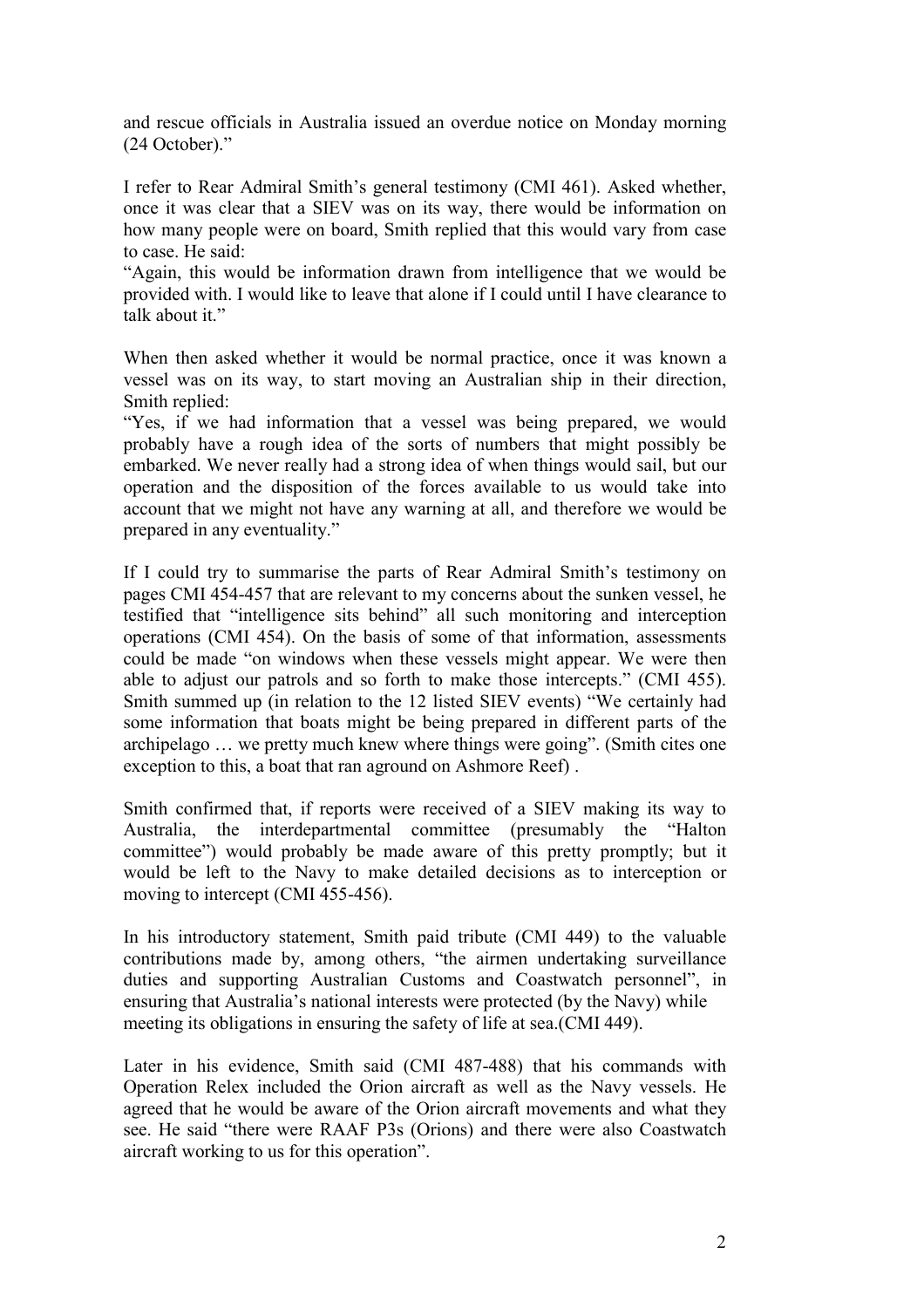and rescue officials in Australia issued an overdue notice on Monday morning (24 October)."

I refer to Rear Admiral Smith's general testimony (CMI 461). Asked whether, once it was clear that a SIEV was on its way, there would be information on how many people were on board, Smith replied that this would vary from case to case. He said:
"Again, this would be information drawn from intelligence that we would be provided with. I would like to leave that alone if I could until I have clearance to talk about it."

When then asked whether it would be normal practice, once it was known a vessel was on its way, to start moving an Australian ship in their direction, Smith replied:
"Yes, if we had information that a vessel was being prepared, we would probably have a rough idea of the sorts of numbers that might possibly be embarked. We never really had a strong idea of when things would sail, but our operation and the disposition of the forces available to us would take into account that we might not have any warning at all, and therefore we would be prepared in any eventuality."

If I could try to summarise the parts of Rear Admiral Smith's testimony on pages CMI 454-457 that are relevant to my concerns about the sunken vessel, he testified that "intelligence sits behind" all such monitoring and interception operations (CMI 454). On the basis of some of that information, assessments could be made "on windows when these vessels might appear. We were then able to adjust our patrols and so forth to make those intercepts." (CMI 455). Smith summed up (in relation to the 12 listed SIEV events) "We certainly had some information that boats might be being prepared in different parts of the archipelago … we pretty much knew where things were going". (Smith cites one exception to this, a boat that ran aground on Ashmore Reef) .

Smith confirmed that, if reports were received of a SIEV making its way to Australia, the interdepartmental committee (presumably the "Halton committee") would probably be made aware of this pretty promptly; but it would be left to the Navy to make detailed decisions as to interception or moving to intercept (CMI 455-456).

In his introductory statement, Smith paid tribute (CMI 449) to the valuable contributions made by, among others, "the airmen undertaking surveillance duties and supporting Australian Customs and Coastwatch personnel", in ensuring that Australia's national interests were protected (by the Navy) while meeting its obligations in ensuring the safety of life at sea.(CMI 449).

Later in his evidence, Smith said (CMI 487-488) that his commands with Operation Relex included the Orion aircraft as well as the Navy vessels. He agreed that he would be aware of the Orion aircraft movements and what they see. He said "there were RAAF P3s (Orions) and there were also Coastwatch aircraft working to us for this operation".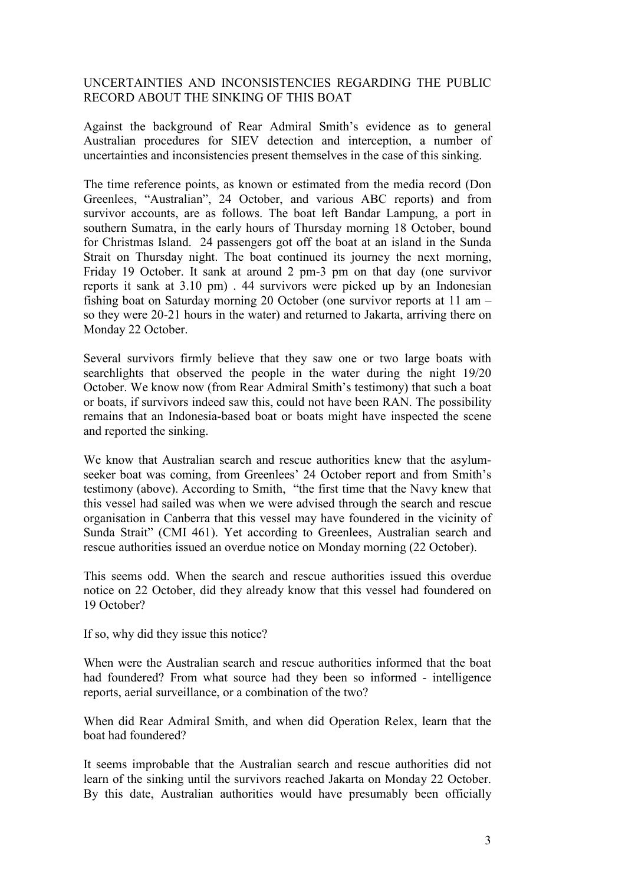## UNCERTAINTIES AND INCONSISTENCIES REGARDING THE PUBLIC RECORD ABOUT THE SINKING OF THIS BOAT

Against the background of Rear Admiral Smith's evidence as to general Australian procedures for SIEV detection and interception, a number of uncertainties and inconsistencies present themselves in the case of this sinking.

The time reference points, as known or estimated from the media record (Don Greenlees, "Australian", 24 October, and various ABC reports) and from survivor accounts, are as follows. The boat left Bandar Lampung, a port in southern Sumatra, in the early hours of Thursday morning 18 October, bound for Christmas Island. 24 passengers got off the boat at an island in the Sunda Strait on Thursday night. The boat continued its journey the next morning, Friday 19 October. It sank at around 2 pm-3 pm on that day (one survivor reports it sank at 3.10 pm) . 44 survivors were picked up by an Indonesian fishing boat on Saturday morning 20 October (one survivor reports at 11 am – so they were 20-21 hours in the water) and returned to Jakarta, arriving there on Monday 22 October.

Several survivors firmly believe that they saw one or two large boats with searchlights that observed the people in the water during the night 19/20 October. We know now (from Rear Admiral Smith's testimony) that such a boat or boats, if survivors indeed saw this, could not have been RAN. The possibility remains that an Indonesia-based boat or boats might have inspected the scene and reported the sinking.

We know that Australian search and rescue authorities knew that the asylum-seeker boat was coming, from Greenlees' 24 October report and from Smith's testimony (above). According to Smith, "the first time that the Navy knew that this vessel had sailed was when we were advised through the search and rescue organisation in Canberra that this vessel may have foundered in the vicinity of Sunda Strait" (CMI 461). Yet according to Greenlees, Australian search and rescue authorities issued an overdue notice on Monday morning (22 October).

This seems odd. When the search and rescue authorities issued this overdue notice on 22 October, did they already know that this vessel had foundered on 19 October?

If so, why did they issue this notice?

When were the Australian search and rescue authorities informed that the boat had foundered? From what source had they been so informed - intelligence reports, aerial surveillance, or a combination of the two?

When did Rear Admiral Smith, and when did Operation Relex, learn that the boat had foundered?

It seems improbable that the Australian search and rescue authorities did not learn of the sinking until the survivors reached Jakarta on Monday 22 October. By this date, Australian authorities would have presumably been officially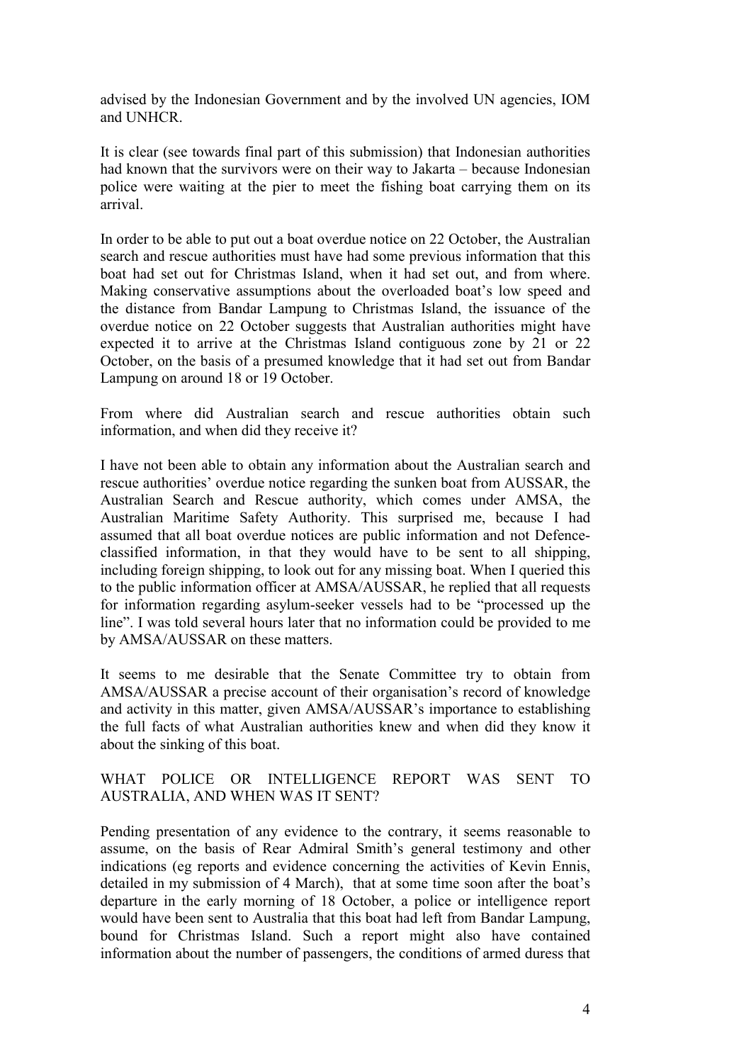advised by the Indonesian Government and by the involved UN agencies, IOM and UNHCR.

It is clear (see towards final part of this submission) that Indonesian authorities had known that the survivors were on their way to Jakarta – because Indonesian police were waiting at the pier to meet the fishing boat carrying them on its arrival.

In order to be able to put out a boat overdue notice on 22 October, the Australian search and rescue authorities must have had some previous information that this boat had set out for Christmas Island, when it had set out, and from where. Making conservative assumptions about the overloaded boat's low speed and the distance from Bandar Lampung to Christmas Island, the issuance of the overdue notice on 22 October suggests that Australian authorities might have expected it to arrive at the Christmas Island contiguous zone by 21 or 22 October, on the basis of a presumed knowledge that it had set out from Bandar Lampung on around 18 or 19 October.

From where did Australian search and rescue authorities obtain such information, and when did they receive it?

I have not been able to obtain any information about the Australian search and rescue authorities' overdue notice regarding the sunken boat from AUSSAR, the Australian Search and Rescue authority, which comes under AMSA, the Australian Maritime Safety Authority. This surprised me, because I had assumed that all boat overdue notices are public information and not Defence-classified information, in that they would have to be sent to all shipping, including foreign shipping, to look out for any missing boat. When I queried this to the public information officer at AMSA/AUSSAR, he replied that all requests for information regarding asylum-seeker vessels had to be "processed up the line". I was told several hours later that no information could be provided to me by AMSA/AUSSAR on these matters.

It seems to me desirable that the Senate Committee try to obtain from AMSA/AUSSAR a precise account of their organisation's record of knowledge and activity in this matter, given AMSA/AUSSAR's importance to establishing the full facts of what Australian authorities knew and when did they know it about the sinking of this boat.

## WHAT POLICE OR INTELLIGENCE REPORT WAS SENT TO AUSTRALIA, AND WHEN WAS IT SENT?

Pending presentation of any evidence to the contrary, it seems reasonable to assume, on the basis of Rear Admiral Smith's general testimony and other indications (eg reports and evidence concerning the activities of Kevin Ennis, detailed in my submission of 4 March), that at some time soon after the boat's departure in the early morning of 18 October, a police or intelligence report would have been sent to Australia that this boat had left from Bandar Lampung, bound for Christmas Island. Such a report might also have contained information about the number of passengers, the conditions of armed duress that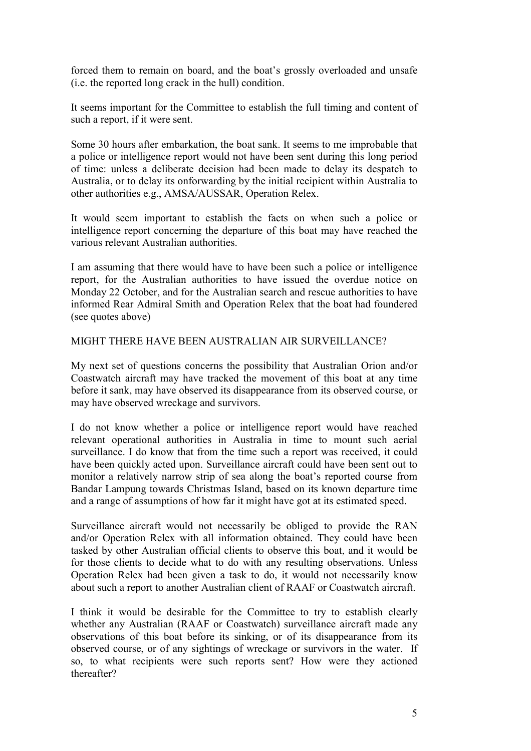forced them to remain on board, and the boat's grossly overloaded and unsafe (i.e. the reported long crack in the hull) condition.

It seems important for the Committee to establish the full timing and content of such a report, if it were sent.

Some 30 hours after embarkation, the boat sank. It seems to me improbable that a police or intelligence report would not have been sent during this long period of time: unless a deliberate decision had been made to delay its despatch to Australia, or to delay its onforwarding by the initial recipient within Australia to other authorities e.g., AMSA/AUSSAR, Operation Relex.

It would seem important to establish the facts on when such a police or intelligence report concerning the departure of this boat may have reached the various relevant Australian authorities.

I am assuming that there would have to have been such a police or intelligence report, for the Australian authorities to have issued the overdue notice on Monday 22 October, and for the Australian search and rescue authorities to have informed Rear Admiral Smith and Operation Relex that the boat had foundered (see quotes above)

## MIGHT THERE HAVE BEEN AUSTRALIAN AIR SURVEILLANCE?

My next set of questions concerns the possibility that Australian Orion and/or Coastwatch aircraft may have tracked the movement of this boat at any time before it sank, may have observed its disappearance from its observed course, or may have observed wreckage and survivors.

I do not know whether a police or intelligence report would have reached relevant operational authorities in Australia in time to mount such aerial surveillance. I do know that from the time such a report was received, it could have been quickly acted upon. Surveillance aircraft could have been sent out to monitor a relatively narrow strip of sea along the boat's reported course from Bandar Lampung towards Christmas Island, based on its known departure time and a range of assumptions of how far it might have got at its estimated speed.

Surveillance aircraft would not necessarily be obliged to provide the RAN and/or Operation Relex with all information obtained. They could have been tasked by other Australian official clients to observe this boat, and it would be for those clients to decide what to do with any resulting observations. Unless Operation Relex had been given a task to do, it would not necessarily know about such a report to another Australian client of RAAF or Coastwatch aircraft.

I think it would be desirable for the Committee to try to establish clearly whether any Australian (RAAF or Coastwatch) surveillance aircraft made any observations of this boat before its sinking, or of its disappearance from its observed course, or of any sightings of wreckage or survivors in the water. If so, to what recipients were such reports sent? How were they actioned thereafter?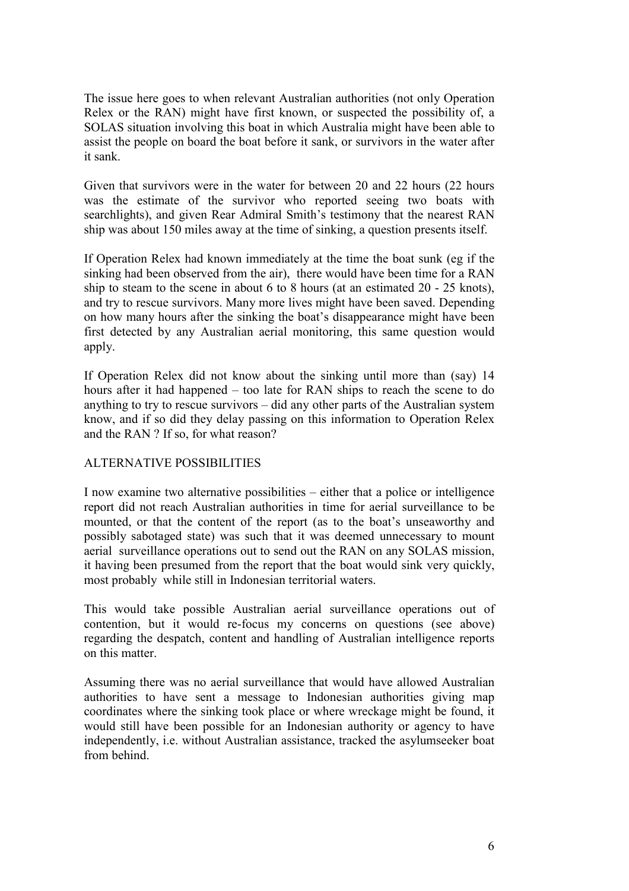The issue here goes to when relevant Australian authorities (not only Operation Relex or the RAN) might have first known, or suspected the possibility of, a SOLAS situation involving this boat in which Australia might have been able to assist the people on board the boat before it sank, or survivors in the water after it sank.

Given that survivors were in the water for between 20 and 22 hours (22 hours was the estimate of the survivor who reported seeing two boats with searchlights), and given Rear Admiral Smith's testimony that the nearest RAN ship was about 150 miles away at the time of sinking, a question presents itself.

If Operation Relex had known immediately at the time the boat sunk (eg if the sinking had been observed from the air), there would have been time for a RAN ship to steam to the scene in about 6 to 8 hours (at an estimated 20 - 25 knots), and try to rescue survivors. Many more lives might have been saved. Depending on how many hours after the sinking the boat's disappearance might have been first detected by any Australian aerial monitoring, this same question would apply.

If Operation Relex did not know about the sinking until more than (say) 14 hours after it had happened – too late for RAN ships to reach the scene to do anything to try to rescue survivors – did any other parts of the Australian system know, and if so did they delay passing on this information to Operation Relex and the RAN ? If so, for what reason?

## ALTERNATIVE POSSIBILITIES

I now examine two alternative possibilities – either that a police or intelligence report did not reach Australian authorities in time for aerial surveillance to be mounted, or that the content of the report (as to the boat's unseaworthy and possibly sabotaged state) was such that it was deemed unnecessary to mount aerial surveillance operations out to send out the RAN on any SOLAS mission, it having been presumed from the report that the boat would sink very quickly, most probably while still in Indonesian territorial waters.

This would take possible Australian aerial surveillance operations out of contention, but it would re-focus my concerns on questions (see above) regarding the despatch, content and handling of Australian intelligence reports on this matter.

Assuming there was no aerial surveillance that would have allowed Australian authorities to have sent a message to Indonesian authorities giving map coordinates where the sinking took place or where wreckage might be found, it would still have been possible for an Indonesian authority or agency to have independently, i.e. without Australian assistance, tracked the asylumseeker boat from behind.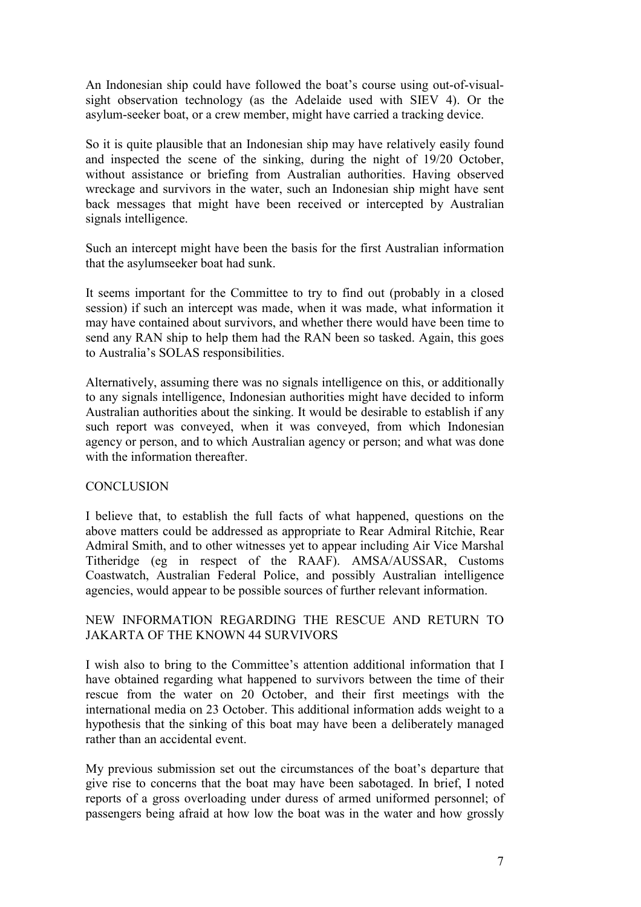An Indonesian ship could have followed the boat's course using out-of-visual-sight observation technology (as the Adelaide used with SIEV 4). Or the asylum-seeker boat, or a crew member, might have carried a tracking device.

So it is quite plausible that an Indonesian ship may have relatively easily found and inspected the scene of the sinking, during the night of 19/20 October, without assistance or briefing from Australian authorities. Having observed wreckage and survivors in the water, such an Indonesian ship might have sent back messages that might have been received or intercepted by Australian signals intelligence.

Such an intercept might have been the basis for the first Australian information that the asylumseeker boat had sunk.

It seems important for the Committee to try to find out (probably in a closed session) if such an intercept was made, when it was made, what information it may have contained about survivors, and whether there would have been time to send any RAN ship to help them had the RAN been so tasked. Again, this goes to Australia's SOLAS responsibilities.

Alternatively, assuming there was no signals intelligence on this, or additionally to any signals intelligence, Indonesian authorities might have decided to inform Australian authorities about the sinking. It would be desirable to establish if any such report was conveyed, when it was conveyed, from which Indonesian agency or person, and to which Australian agency or person; and what was done with the information thereafter.

## CONCLUSION

I believe that, to establish the full facts of what happened, questions on the above matters could be addressed as appropriate to Rear Admiral Ritchie, Rear Admiral Smith, and to other witnesses yet to appear including Air Vice Marshal Titheridge (eg in respect of the RAAF). AMSA/AUSSAR, Customs Coastwatch, Australian Federal Police, and possibly Australian intelligence agencies, would appear to be possible sources of further relevant information.

## NEW INFORMATION REGARDING THE RESCUE AND RETURN TO JAKARTA OF THE KNOWN 44 SURVIVORS

I wish also to bring to the Committee's attention additional information that I have obtained regarding what happened to survivors between the time of their rescue from the water on 20 October, and their first meetings with the international media on 23 October. This additional information adds weight to a hypothesis that the sinking of this boat may have been a deliberately managed rather than an accidental event.

My previous submission set out the circumstances of the boat's departure that give rise to concerns that the boat may have been sabotaged. In brief, I noted reports of a gross overloading under duress of armed uniformed personnel; of passengers being afraid at how low the boat was in the water and how grossly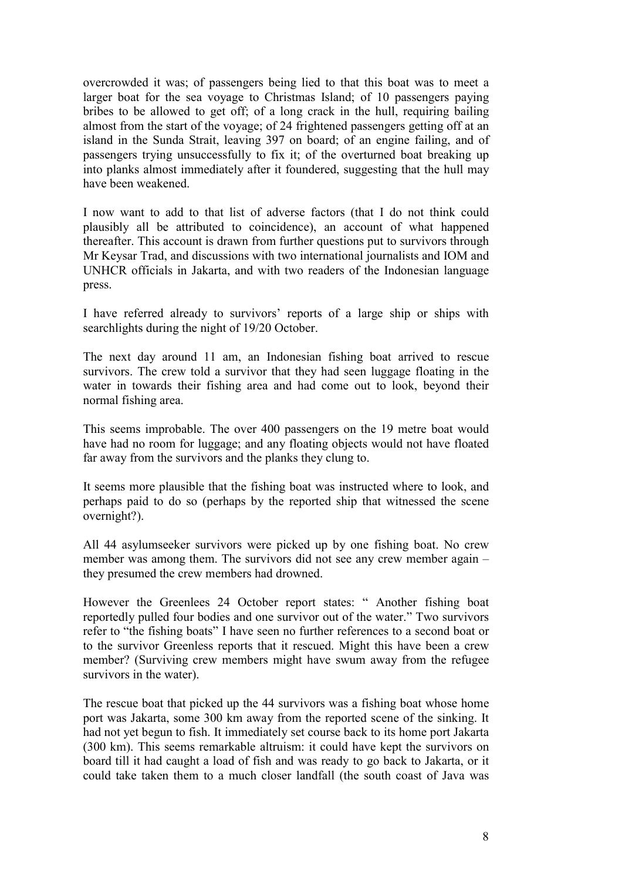overcrowded it was; of passengers being lied to that this boat was to meet a larger boat for the sea voyage to Christmas Island; of 10 passengers paying bribes to be allowed to get off; of a long crack in the hull, requiring bailing almost from the start of the voyage; of 24 frightened passengers getting off at an island in the Sunda Strait, leaving 397 on board; of an engine failing, and of passengers trying unsuccessfully to fix it; of the overturned boat breaking up into planks almost immediately after it foundered, suggesting that the hull may have been weakened.

I now want to add to that list of adverse factors (that I do not think could plausibly all be attributed to coincidence), an account of what happened thereafter. This account is drawn from further questions put to survivors through Mr Keysar Trad, and discussions with two international journalists and IOM and UNHCR officials in Jakarta, and with two readers of the Indonesian language press.

I have referred already to survivors' reports of a large ship or ships with searchlights during the night of 19/20 October.

The next day around 11 am, an Indonesian fishing boat arrived to rescue survivors. The crew told a survivor that they had seen luggage floating in the water in towards their fishing area and had come out to look, beyond their normal fishing area.

This seems improbable. The over 400 passengers on the 19 metre boat would have had no room for luggage; and any floating objects would not have floated far away from the survivors and the planks they clung to.

It seems more plausible that the fishing boat was instructed where to look, and perhaps paid to do so (perhaps by the reported ship that witnessed the scene overnight?).

All 44 asylumseeker survivors were picked up by one fishing boat. No crew member was among them. The survivors did not see any crew member again – they presumed the crew members had drowned.

However the Greenlees 24 October report states: " Another fishing boat reportedly pulled four bodies and one survivor out of the water." Two survivors refer to "the fishing boats" I have seen no further references to a second boat or to the survivor Greenless reports that it rescued. Might this have been a crew member? (Surviving crew members might have swum away from the refugee survivors in the water).

The rescue boat that picked up the 44 survivors was a fishing boat whose home port was Jakarta, some 300 km away from the reported scene of the sinking. It had not yet begun to fish. It immediately set course back to its home port Jakarta (300 km). This seems remarkable altruism: it could have kept the survivors on board till it had caught a load of fish and was ready to go back to Jakarta, or it could take taken them to a much closer landfall (the south coast of Java was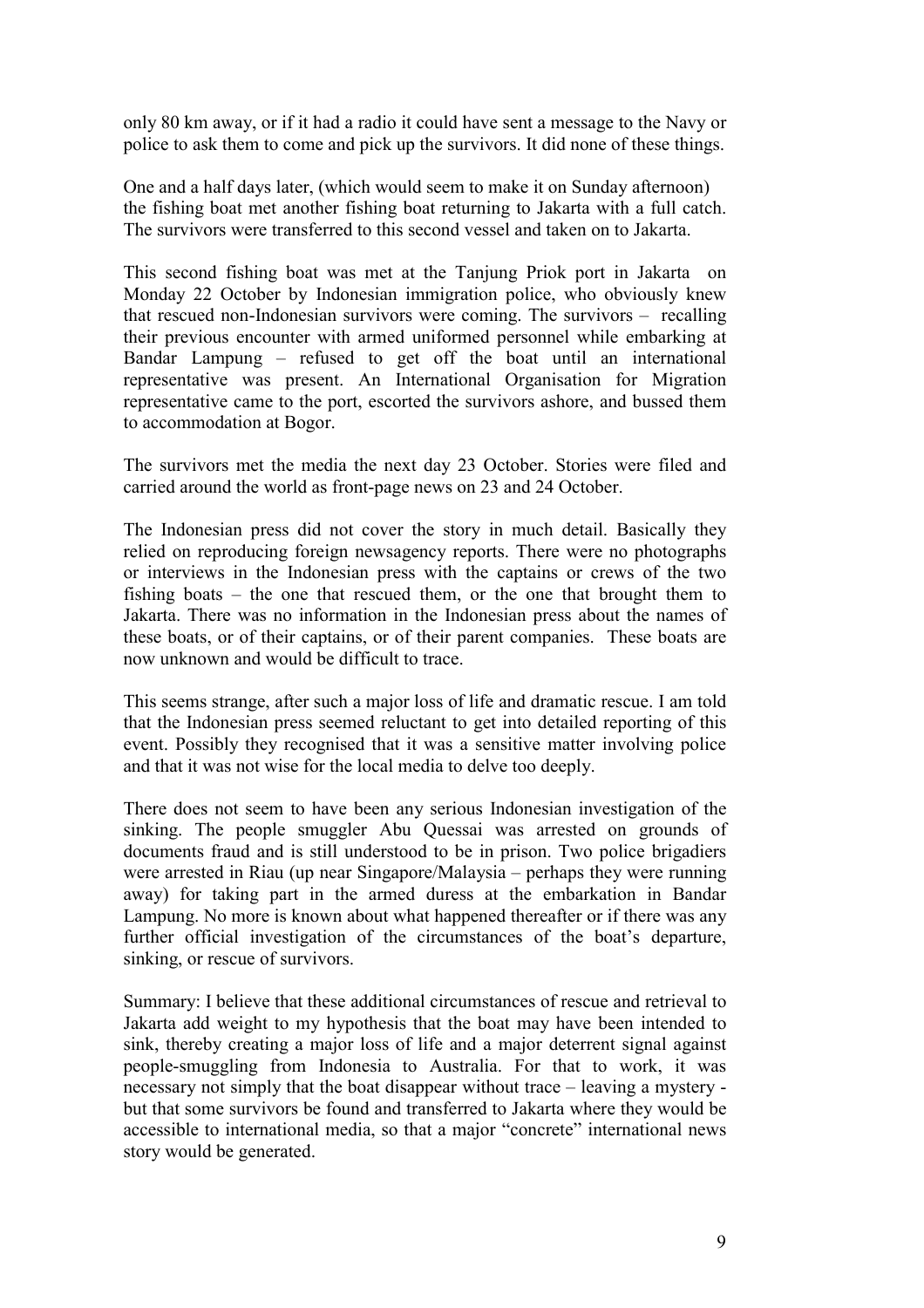only 80 km away, or if it had a radio it could have sent a message to the Navy or police to ask them to come and pick up the survivors. It did none of these things.

One and a half days later, (which would seem to make it on Sunday afternoon) the fishing boat met another fishing boat returning to Jakarta with a full catch. The survivors were transferred to this second vessel and taken on to Jakarta.

This second fishing boat was met at the Tanjung Priok port in Jakarta on Monday 22 October by Indonesian immigration police, who obviously knew that rescued non-Indonesian survivors were coming. The survivors – recalling their previous encounter with armed uniformed personnel while embarking at Bandar Lampung – refused to get off the boat until an international representative was present. An International Organisation for Migration representative came to the port, escorted the survivors ashore, and bussed them to accommodation at Bogor.

The survivors met the media the next day 23 October. Stories were filed and carried around the world as front-page news on 23 and 24 October.

The Indonesian press did not cover the story in much detail. Basically they relied on reproducing foreign newsagency reports. There were no photographs or interviews in the Indonesian press with the captains or crews of the two fishing boats – the one that rescued them, or the one that brought them to Jakarta. There was no information in the Indonesian press about the names of these boats, or of their captains, or of their parent companies. These boats are now unknown and would be difficult to trace.

This seems strange, after such a major loss of life and dramatic rescue. I am told that the Indonesian press seemed reluctant to get into detailed reporting of this event. Possibly they recognised that it was a sensitive matter involving police and that it was not wise for the local media to delve too deeply.

There does not seem to have been any serious Indonesian investigation of the sinking. The people smuggler Abu Quessai was arrested on grounds of documents fraud and is still understood to be in prison. Two police brigadiers were arrested in Riau (up near Singapore/Malaysia – perhaps they were running away) for taking part in the armed duress at the embarkation in Bandar Lampung. No more is known about what happened thereafter or if there was any further official investigation of the circumstances of the boat's departure, sinking, or rescue of survivors.

Summary: I believe that these additional circumstances of rescue and retrieval to Jakarta add weight to my hypothesis that the boat may have been intended to sink, thereby creating a major loss of life and a major deterrent signal against people-smuggling from Indonesia to Australia. For that to work, it was necessary not simply that the boat disappear without trace – leaving a mystery - but that some survivors be found and transferred to Jakarta where they would be accessible to international media, so that a major "concrete" international news story would be generated.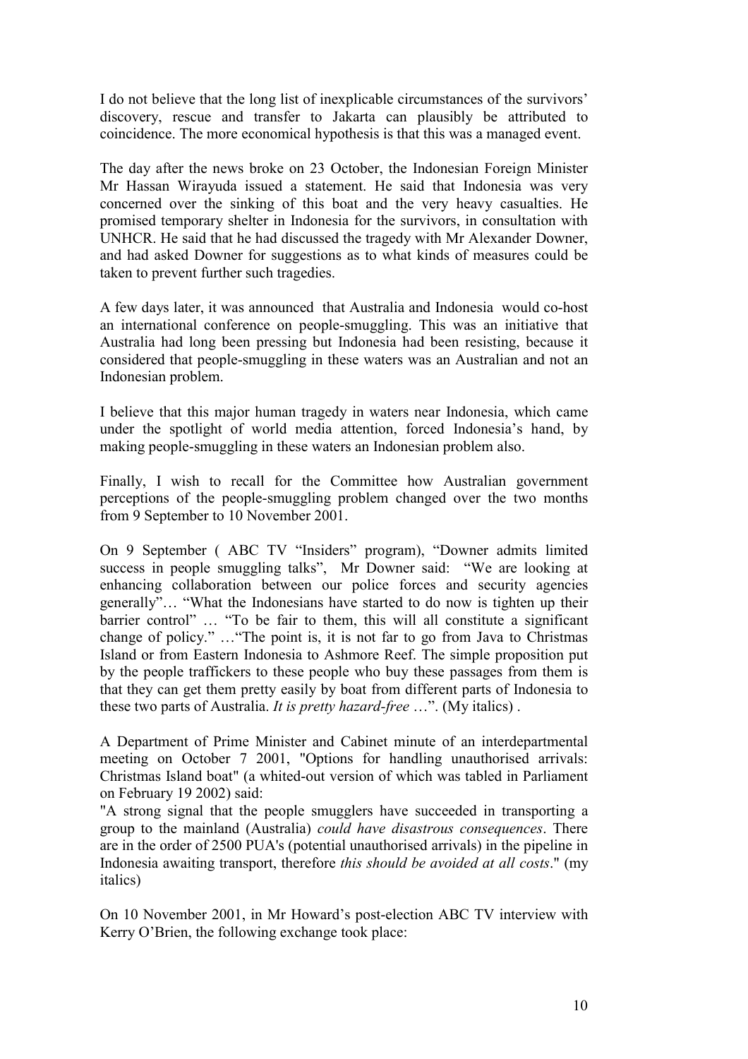I do not believe that the long list of inexplicable circumstances of the survivors' discovery, rescue and transfer to Jakarta can plausibly be attributed to coincidence. The more economical hypothesis is that this was a managed event.

The day after the news broke on 23 October, the Indonesian Foreign Minister Mr Hassan Wirayuda issued a statement. He said that Indonesia was very concerned over the sinking of this boat and the very heavy casualties. He promised temporary shelter in Indonesia for the survivors, in consultation with UNHCR. He said that he had discussed the tragedy with Mr Alexander Downer, and had asked Downer for suggestions as to what kinds of measures could be taken to prevent further such tragedies.

A few days later, it was announced that Australia and Indonesia would co-host an international conference on people-smuggling. This was an initiative that Australia had long been pressing but Indonesia had been resisting, because it considered that people-smuggling in these waters was an Australian and not an Indonesian problem.

I believe that this major human tragedy in waters near Indonesia, which came under the spotlight of world media attention, forced Indonesia's hand, by making people-smuggling in these waters an Indonesian problem also.

Finally, I wish to recall for the Committee how Australian government perceptions of the people-smuggling problem changed over the two months from 9 September to 10 November 2001.

On 9 September ( ABC TV "Insiders" program), "Downer admits limited success in people smuggling talks", Mr Downer said: "We are looking at enhancing collaboration between our police forces and security agencies generally"… "What the Indonesians have started to do now is tighten up their barrier control" … "To be fair to them, this will all constitute a significant change of policy." …"The point is, it is not far to go from Java to Christmas Island or from Eastern Indonesia to Ashmore Reef. The simple proposition put by the people traffickers to these people who buy these passages from them is that they can get them pretty easily by boat from different parts of Indonesia to these two parts of Australia. *It is pretty hazard-free* …". (My italics) .

A Department of Prime Minister and Cabinet minute of an interdepartmental meeting on October 7 2001, "Options for handling unauthorised arrivals: Christmas Island boat" (a whited-out version of which was tabled in Parliament on February 19 2002) said:
"A strong signal that the people smugglers have succeeded in transporting a group to the mainland (Australia) *could have disastrous consequences*. There are in the order of 2500 PUA's (potential unauthorised arrivals) in the pipeline in Indonesia awaiting transport, therefore *this should be avoided at all costs*." (my italics)

On 10 November 2001, in Mr Howard's post-election ABC TV interview with Kerry O'Brien, the following exchange took place: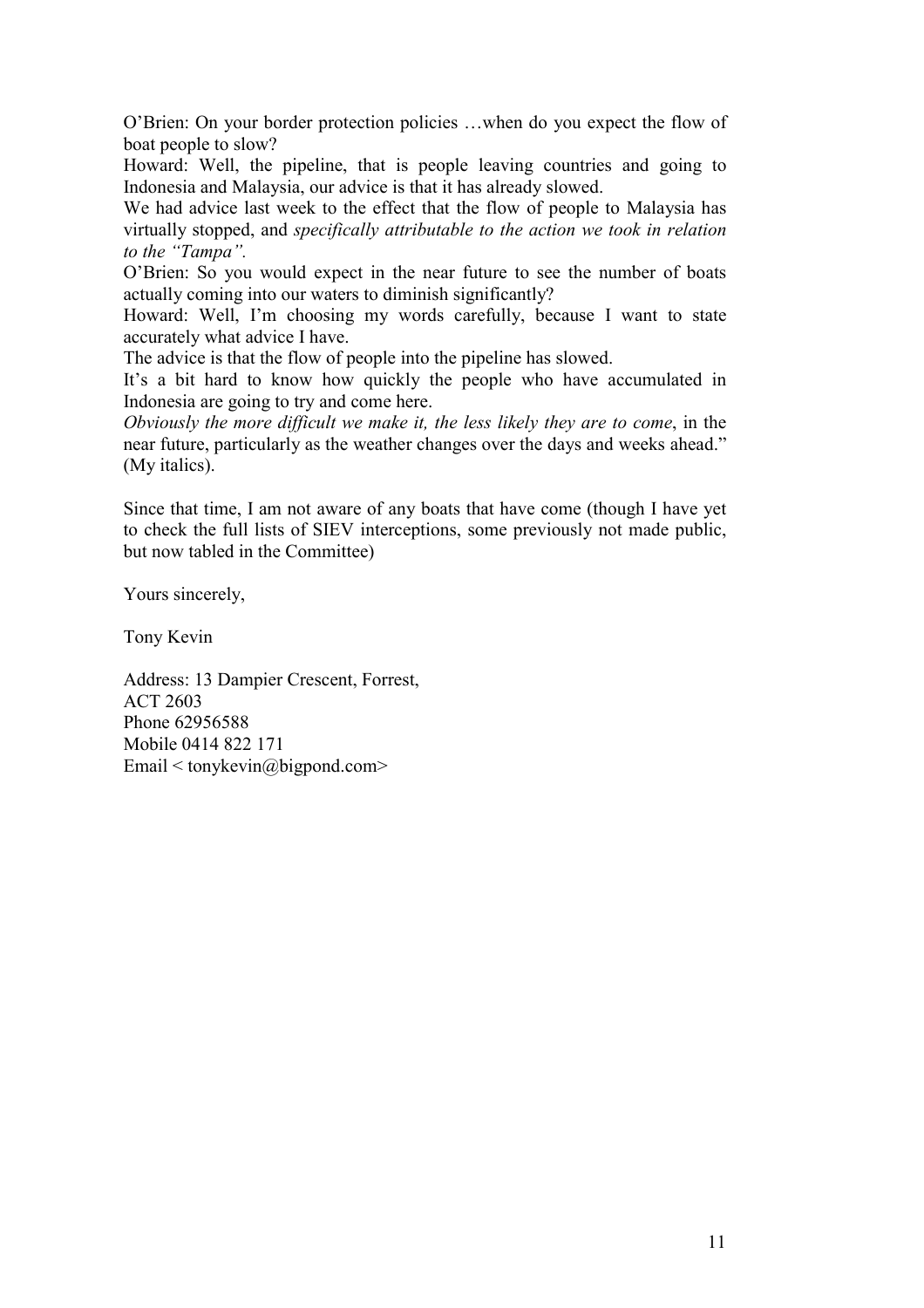O'Brien: On your border protection policies …when do you expect the flow of boat people to slow?

Howard: Well, the pipeline, that is people leaving countries and going to Indonesia and Malaysia, our advice is that it has already slowed.

We had advice last week to the effect that the flow of people to Malaysia has virtually stopped, and *specifically attributable to the action we took in relation to the "Tampa".*

O'Brien: So you would expect in the near future to see the number of boats actually coming into our waters to diminish significantly?

Howard: Well, I'm choosing my words carefully, because I want to state accurately what advice I have.

The advice is that the flow of people into the pipeline has slowed.

It's a bit hard to know how quickly the people who have accumulated in Indonesia are going to try and come here.

*Obviously the more difficult we make it, the less likely they are to come*, in the near future, particularly as the weather changes over the days and weeks ahead." (My italics).

Since that time, I am not aware of any boats that have come (though I have yet to check the full lists of SIEV interceptions, some previously not made public, but now tabled in the Committee)

Yours sincerely,

Tony Kevin

Address: 13 Dampier Crescent, Forrest,
ACT 2603
Phone 62956588
Mobile 0414 822 171
Email < tonykevin@bigpond.com>